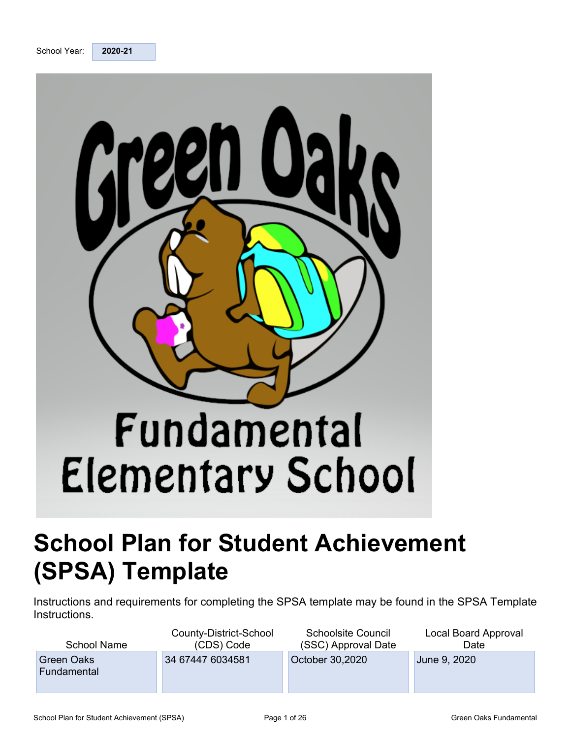School Year: **2020-21**

# School Plan for Student Achievement (SPSA) Template

Instructions and requirements for completing the SPSA template may be found in the SPSA Template Instructions.

| School Name | County-District-School (CDS) Code | Schoolsite Council (SSC) Approval Date | Local Board Approval Date |
|---|---|---|---|
| Green Oaks Fundamental | 34 67447 6034581 | October 30,2020 | June 9, 2020 |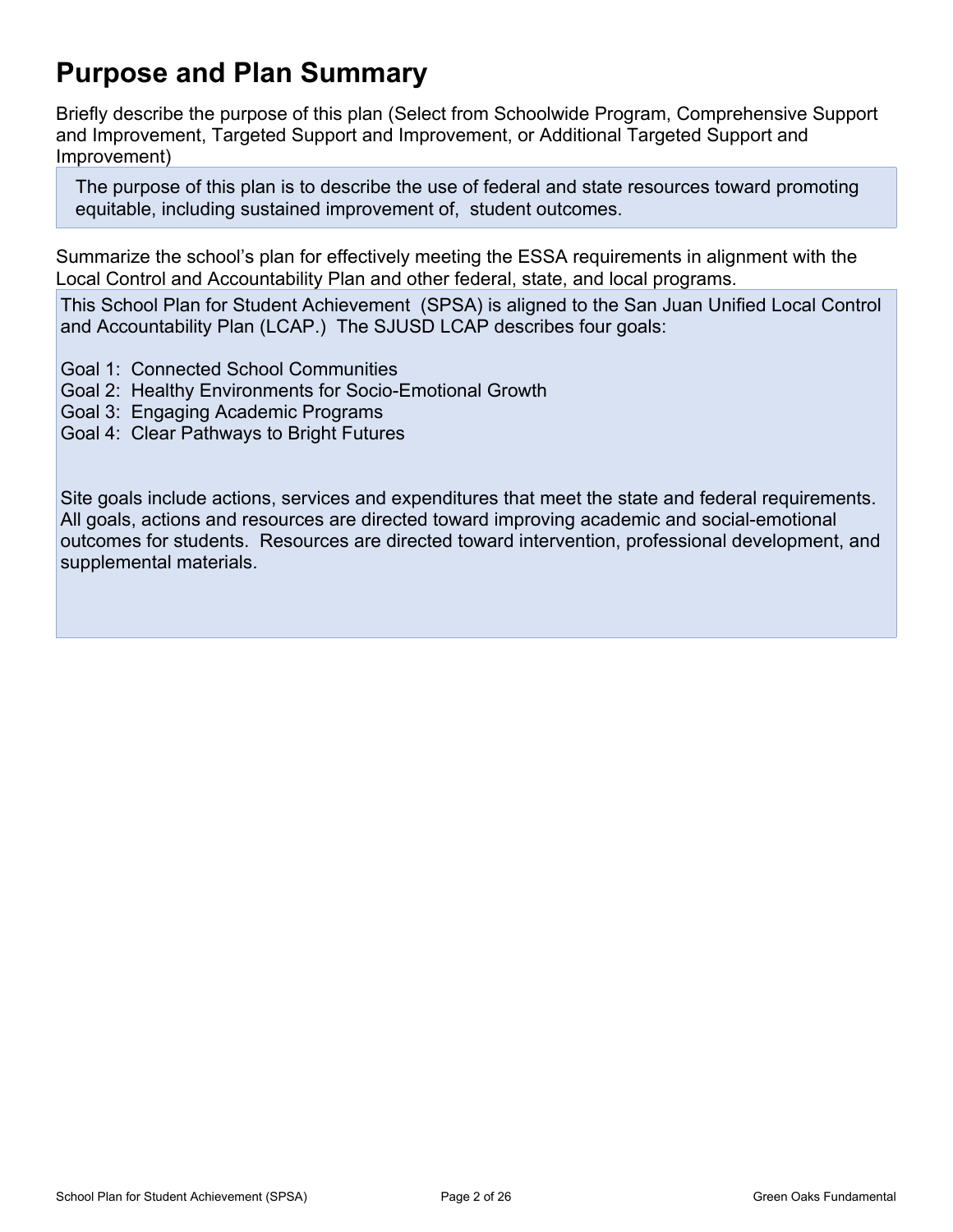# Purpose and Plan Summary

Briefly describe the purpose of this plan (Select from Schoolwide Program, Comprehensive Support and Improvement, Targeted Support and Improvement, or Additional Targeted Support and Improvement)

The purpose of this plan is to describe the use of federal and state resources toward promoting equitable, including sustained improvement of, student outcomes.

Summarize the school's plan for effectively meeting the ESSA requirements in alignment with the Local Control and Accountability Plan and other federal, state, and local programs.

This School Plan for Student Achievement (SPSA) is aligned to the San Juan Unified Local Control and Accountability Plan (LCAP.) The SJUSD LCAP describes four goals:

Goal 1: Connected School Communities
Goal 2: Healthy Environments for Socio-Emotional Growth
Goal 3: Engaging Academic Programs
Goal 4: Clear Pathways to Bright Futures

Site goals include actions, services and expenditures that meet the state and federal requirements. All goals, actions and resources are directed toward improving academic and social-emotional outcomes for students. Resources are directed toward intervention, professional development, and supplemental materials.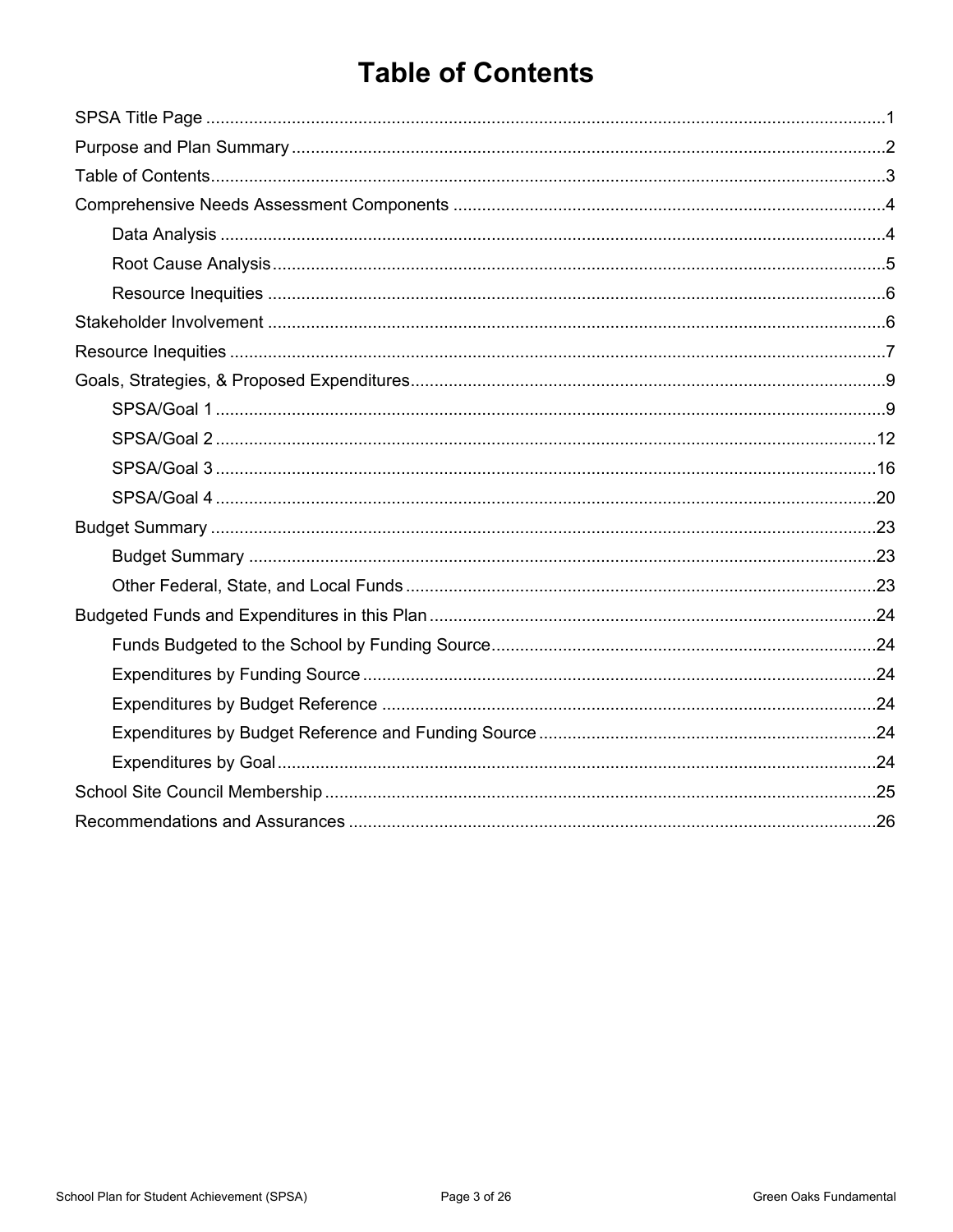# Table of Contents

SPSA Title Page ........................................................................................................................................1

Purpose and Plan Summary ......................................................................................................................2

Table of Contents.......................................................................................................................................3

Comprehensive Needs Assessment Components .....................................................................................4

- Data Analysis ......................................................................................................................................4
- Root Cause Analysis...........................................................................................................................5
- Resource Inequities ............................................................................................................................6

Stakeholder Involvement ...........................................................................................................................6

Resource Inequities ...................................................................................................................................7

Goals, Strategies, & Proposed Expenditures.............................................................................................9

- SPSA/Goal 1 .......................................................................................................................................9
- SPSA/Goal 2 .....................................................................................................................................12
- SPSA/Goal 3 .....................................................................................................................................16
- SPSA/Goal 4 .....................................................................................................................................20

Budget Summary .....................................................................................................................................23

- Budget Summary ..............................................................................................................................23
- Other Federal, State, and Local Funds .............................................................................................23

Budgeted Funds and Expenditures in this Plan ........................................................................................24

- Funds Budgeted to the School by Funding Source...........................................................................24
- Expenditures by Funding Source ......................................................................................................24
- Expenditures by Budget Reference ..................................................................................................24
- Expenditures by Budget Reference and Funding Source .................................................................24
- Expenditures by Goal........................................................................................................................24

School Site Council Membership .............................................................................................................25

Recommendations and Assurances ........................................................................................................26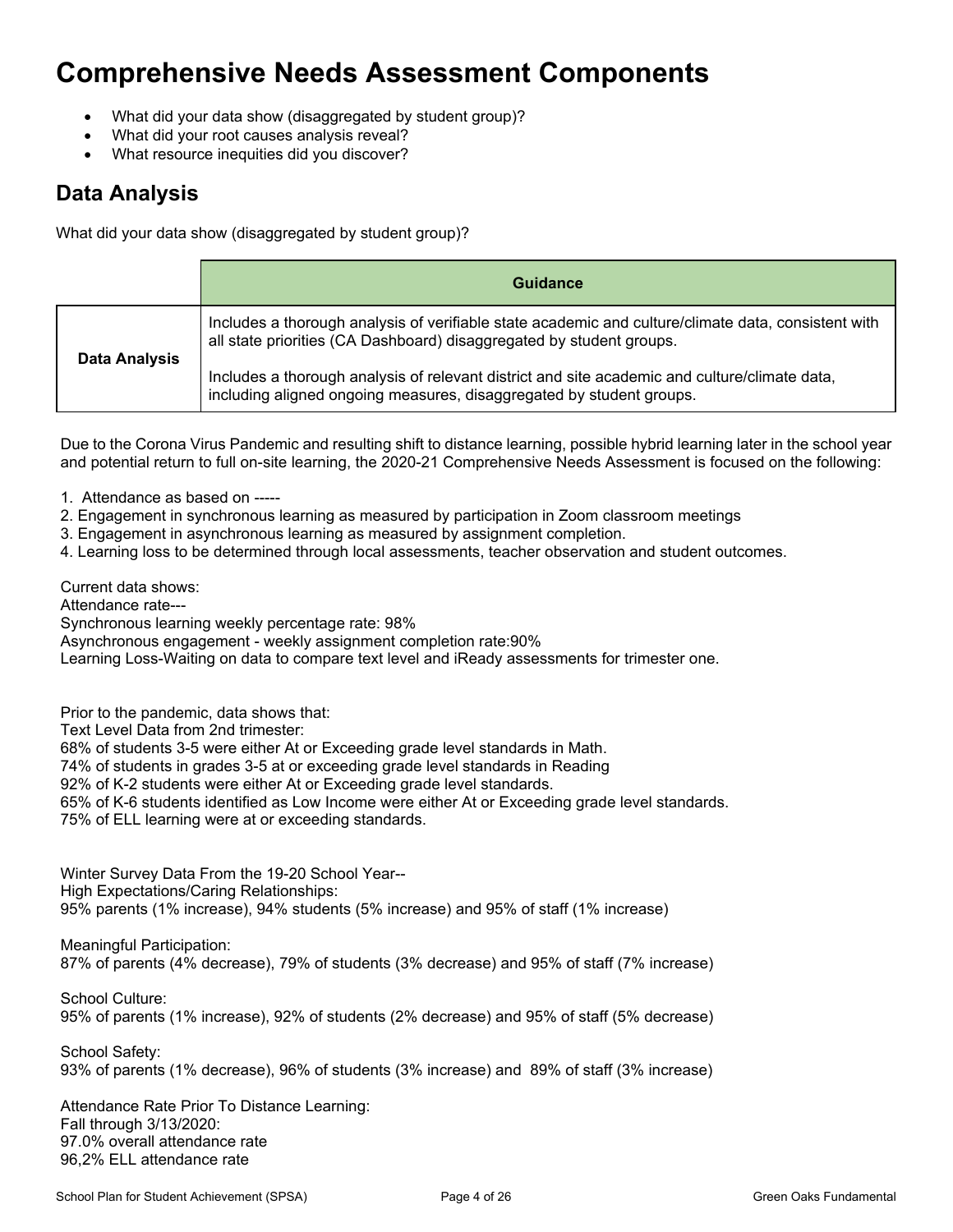# Comprehensive Needs Assessment Components

- What did your data show (disaggregated by student group)?
- What did your root causes analysis reveal?
- What resource inequities did you discover?

## Data Analysis

What did your data show (disaggregated by student group)?

| | Guidance |
|---|---|
| **Data Analysis** | Includes a thorough analysis of verifiable state academic and culture/climate data, consistent with all state priorities (CA Dashboard) disaggregated by student groups.<br><br>Includes a thorough analysis of relevant district and site academic and culture/climate data, including aligned ongoing measures, disaggregated by student groups. |

Due to the Corona Virus Pandemic and resulting shift to distance learning, possible hybrid learning later in the school year and potential return to full on-site learning, the 2020-21 Comprehensive Needs Assessment is focused on the following:

1. Attendance as based on -----
2. Engagement in synchronous learning as measured by participation in Zoom classroom meetings
3. Engagement in asynchronous learning as measured by assignment completion.
4. Learning loss to be determined through local assessments, teacher observation and student outcomes.

Current data shows:
Attendance rate---
Synchronous learning weekly percentage rate: 98%
Asynchronous engagement - weekly assignment completion rate:90%
Learning Loss-Waiting on data to compare text level and iReady assessments for trimester one.

Prior to the pandemic, data shows that:
Text Level Data from 2nd trimester:
68% of students 3-5 were either At or Exceeding grade level standards in Math.
74% of students in grades 3-5 at or exceeding grade level standards in Reading
92% of K-2 students were either At or Exceeding grade level standards.
65% of K-6 students identified as Low Income were either At or Exceeding grade level standards.
75% of ELL learning were at or exceeding standards.

Winter Survey Data From the 19-20 School Year--
High Expectations/Caring Relationships:
95% parents (1% increase), 94% students (5% increase) and 95% of staff (1% increase)

Meaningful Participation:
87% of parents (4% decrease), 79% of students (3% decrease) and 95% of staff (7% increase)

School Culture:
95% of parents (1% increase), 92% of students (2% decrease) and 95% of staff (5% decrease)

School Safety:
93% of parents (1% decrease), 96% of students (3% increase) and 89% of staff (3% increase)

Attendance Rate Prior To Distance Learning:
Fall through 3/13/2020:
97.0% overall attendance rate
96,2% ELL attendance rate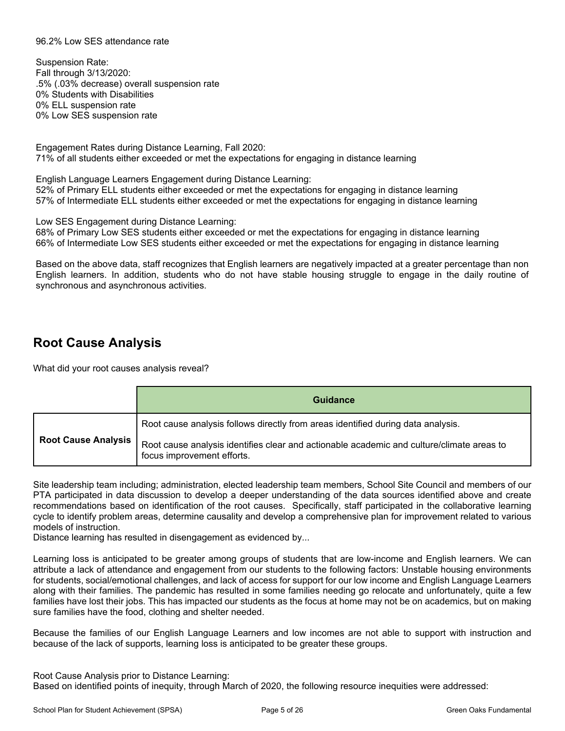96.2% Low SES attendance rate

Suspension Rate:
Fall through 3/13/2020:
.5% (.03% decrease) overall suspension rate
0% Students with Disabilities
0% ELL suspension rate
0% Low SES suspension rate

Engagement Rates during Distance Learning, Fall 2020:
71% of all students either exceeded or met the expectations for engaging in distance learning

English Language Learners Engagement during Distance Learning:
52% of Primary ELL students either exceeded or met the expectations for engaging in distance learning
57% of Intermediate ELL students either exceeded or met the expectations for engaging in distance learning

Low SES Engagement during Distance Learning:
68% of Primary Low SES students either exceeded or met the expectations for engaging in distance learning
66% of Intermediate Low SES students either exceeded or met the expectations for engaging in distance learning

Based on the above data, staff recognizes that English learners are negatively impacted at a greater percentage than non English learners. In addition, students who do not have stable housing struggle to engage in the daily routine of synchronous and asynchronous activities.

## Root Cause Analysis

What did your root causes analysis reveal?

| | Guidance |
|---|---|
| **Root Cause Analysis** | Root cause analysis follows directly from areas identified during data analysis.<br><br>Root cause analysis identifies clear and actionable academic and culture/climate areas to focus improvement efforts. |

Site leadership team including; administration, elected leadership team members, School Site Council and members of our PTA participated in data discussion to develop a deeper understanding of the data sources identified above and create recommendations based on identification of the root causes. Specifically, staff participated in the collaborative learning cycle to identify problem areas, determine causality and develop a comprehensive plan for improvement related to various models of instruction.
Distance learning has resulted in disengagement as evidenced by...

Learning loss is anticipated to be greater among groups of students that are low-income and English learners. We can attribute a lack of attendance and engagement from our students to the following factors: Unstable housing environments for students, social/emotional challenges, and lack of access for support for our low income and English Language Learners along with their families. The pandemic has resulted in some families needing go relocate and unfortunately, quite a few families have lost their jobs. This has impacted our students as the focus at home may not be on academics, but on making sure families have the food, clothing and shelter needed.

Because the families of our English Language Learners and low incomes are not able to support with instruction and because of the lack of supports, learning loss is anticipated to be greater these groups.

Root Cause Analysis prior to Distance Learning:
Based on identified points of inequity, through March of 2020, the following resource inequities were addressed: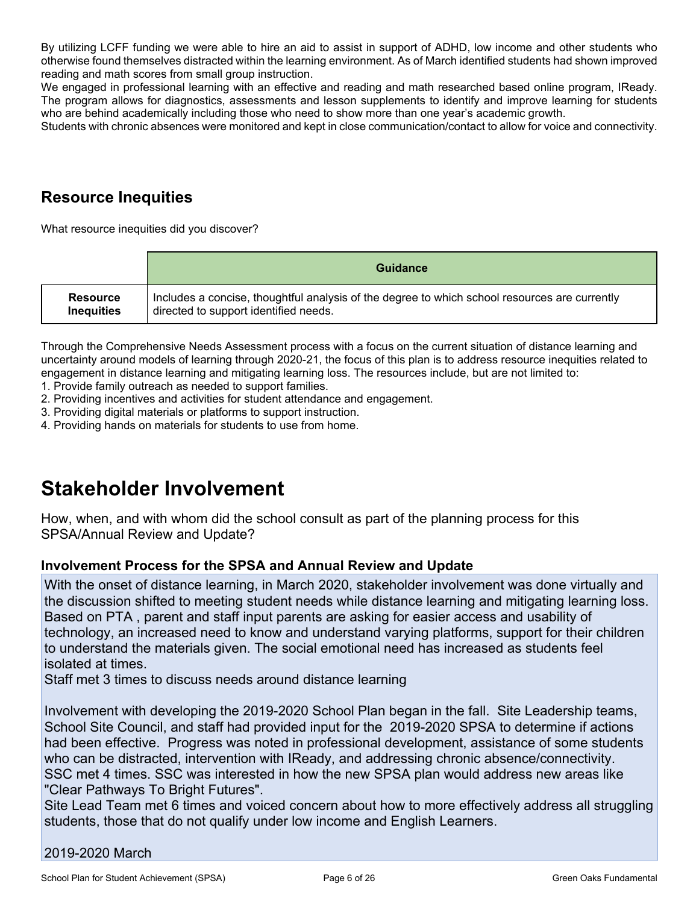By utilizing LCFF funding we were able to hire an aid to assist in support of ADHD, low income and other students who otherwise found themselves distracted within the learning environment. As of March identified students had shown improved reading and math scores from small group instruction.
We engaged in professional learning with an effective and reading and math researched based online program, IReady. The program allows for diagnostics, assessments and lesson supplements to identify and improve learning for students who are behind academically including those who need to show more than one year's academic growth.
Students with chronic absences were monitored and kept in close communication/contact to allow for voice and connectivity.

## Resource Inequities

What resource inequities did you discover?

| | Guidance |
|---|---|
| **Resource Inequities** | Includes a concise, thoughtful analysis of the degree to which school resources are currently directed to support identified needs. |

Through the Comprehensive Needs Assessment process with a focus on the current situation of distance learning and uncertainty around models of learning through 2020-21, the focus of this plan is to address resource inequities related to engagement in distance learning and mitigating learning loss. The resources include, but are not limited to:

1. Provide family outreach as needed to support families.
2. Providing incentives and activities for student attendance and engagement.
3. Providing digital materials or platforms to support instruction.
4. Providing hands on materials for students to use from home.

# Stakeholder Involvement

How, when, and with whom did the school consult as part of the planning process for this SPSA/Annual Review and Update?

### Involvement Process for the SPSA and Annual Review and Update

With the onset of distance learning, in March 2020, stakeholder involvement was done virtually and the discussion shifted to meeting student needs while distance learning and mitigating learning loss. Based on PTA , parent and staff input parents are asking for easier access and usability of technology, an increased need to know and understand varying platforms, support for their children to understand the materials given. The social emotional need has increased as students feel isolated at times.
Staff met 3 times to discuss needs around distance learning

Involvement with developing the 2019-2020 School Plan began in the fall. Site Leadership teams, School Site Council, and staff had provided input for the 2019-2020 SPSA to determine if actions had been effective. Progress was noted in professional development, assistance of some students who can be distracted, intervention with IReady, and addressing chronic absence/connectivity.
SSC met 4 times. SSC was interested in how the new SPSA plan would address new areas like "Clear Pathways To Bright Futures".
Site Lead Team met 6 times and voiced concern about how to more effectively address all struggling students, those that do not qualify under low income and English Learners.

2019-2020 March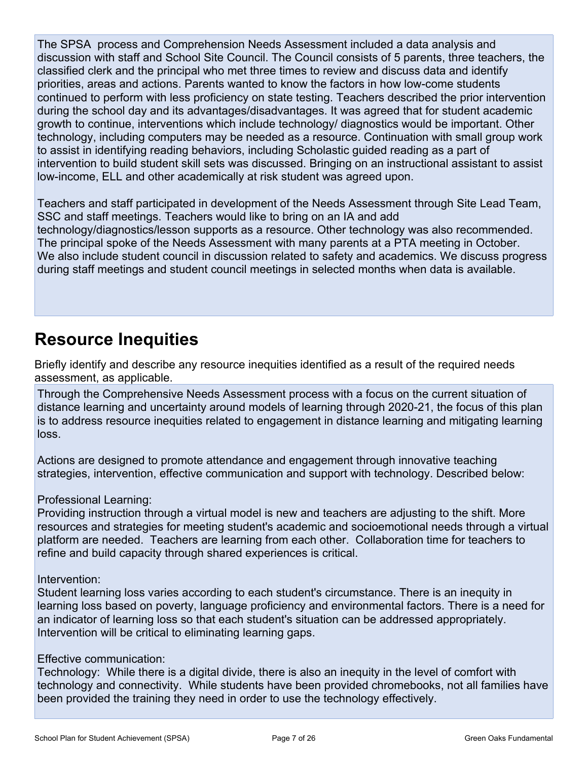The SPSA process and Comprehension Needs Assessment included a data analysis and discussion with staff and School Site Council. The Council consists of 5 parents, three teachers, the classified clerk and the principal who met three times to review and discuss data and identify priorities, areas and actions. Parents wanted to know the factors in how low-come students continued to perform with less proficiency on state testing. Teachers described the prior intervention during the school day and its advantages/disadvantages. It was agreed that for student academic growth to continue, interventions which include technology/ diagnostics would be important. Other technology, including computers may be needed as a resource. Continuation with small group work to assist in identifying reading behaviors, including Scholastic guided reading as a part of intervention to build student skill sets was discussed. Bringing on an instructional assistant to assist low-income, ELL and other academically at risk student was agreed upon.

Teachers and staff participated in development of the Needs Assessment through Site Lead Team, SSC and staff meetings. Teachers would like to bring on an IA and add technology/diagnostics/lesson supports as a resource. Other technology was also recommended. The principal spoke of the Needs Assessment with many parents at a PTA meeting in October. We also include student council in discussion related to safety and academics. We discuss progress during staff meetings and student council meetings in selected months when data is available.

## Resource Inequities

Briefly identify and describe any resource inequities identified as a result of the required needs assessment, as applicable.

Through the Comprehensive Needs Assessment process with a focus on the current situation of distance learning and uncertainty around models of learning through 2020-21, the focus of this plan is to address resource inequities related to engagement in distance learning and mitigating learning loss.

Actions are designed to promote attendance and engagement through innovative teaching strategies, intervention, effective communication and support with technology. Described below:

Professional Learning:
Providing instruction through a virtual model is new and teachers are adjusting to the shift. More resources and strategies for meeting student's academic and socioemotional needs through a virtual platform are needed. Teachers are learning from each other. Collaboration time for teachers to refine and build capacity through shared experiences is critical.

Intervention:
Student learning loss varies according to each student's circumstance. There is an inequity in learning loss based on poverty, language proficiency and environmental factors. There is a need for an indicator of learning loss so that each student's situation can be addressed appropriately. Intervention will be critical to eliminating learning gaps.

Effective communication:
Technology: While there is a digital divide, there is also an inequity in the level of comfort with technology and connectivity. While students have been provided chromebooks, not all families have been provided the training they need in order to use the technology effectively.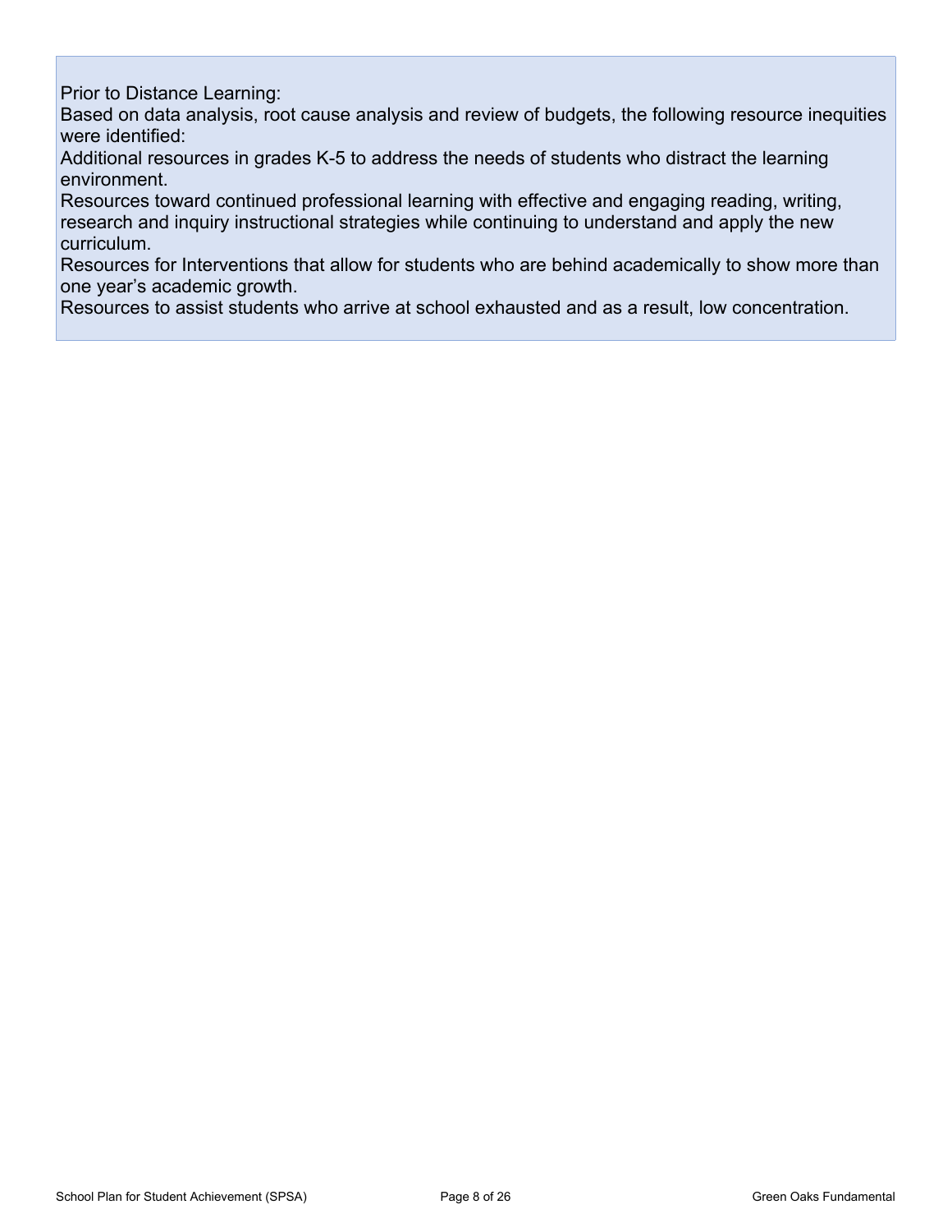Prior to Distance Learning:

Based on data analysis, root cause analysis and review of budgets, the following resource inequities were identified:

Additional resources in grades K-5 to address the needs of students who distract the learning environment.

Resources toward continued professional learning with effective and engaging reading, writing, research and inquiry instructional strategies while continuing to understand and apply the new curriculum.

Resources for Interventions that allow for students who are behind academically to show more than one year's academic growth.

Resources to assist students who arrive at school exhausted and as a result, low concentration.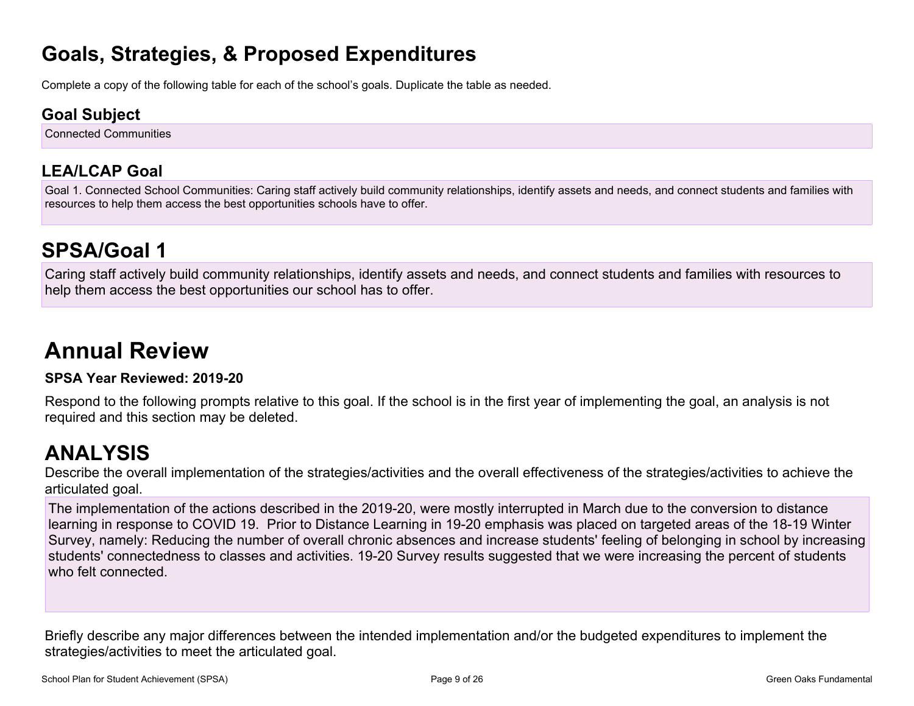# Goals, Strategies, & Proposed Expenditures

Complete a copy of the following table for each of the school's goals. Duplicate the table as needed.

## Goal Subject

Connected Communities

## LEA/LCAP Goal

Goal 1. Connected School Communities: Caring staff actively build community relationships, identify assets and needs, and connect students and families with resources to help them access the best opportunities schools have to offer.

# SPSA/Goal 1

Caring staff actively build community relationships, identify assets and needs, and connect students and families with resources to help them access the best opportunities our school has to offer.

# Annual Review

**SPSA Year Reviewed: 2019-20**

Respond to the following prompts relative to this goal. If the school is in the first year of implementing the goal, an analysis is not required and this section may be deleted.

# ANALYSIS

Describe the overall implementation of the strategies/activities and the overall effectiveness of the strategies/activities to achieve the articulated goal.

The implementation of the actions described in the 2019-20, were mostly interrupted in March due to the conversion to distance learning in response to COVID 19. Prior to Distance Learning in 19-20 emphasis was placed on targeted areas of the 18-19 Winter Survey, namely: Reducing the number of overall chronic absences and increase students' feeling of belonging in school by increasing students' connectedness to classes and activities. 19-20 Survey results suggested that we were increasing the percent of students who felt connected.

Briefly describe any major differences between the intended implementation and/or the budgeted expenditures to implement the strategies/activities to meet the articulated goal.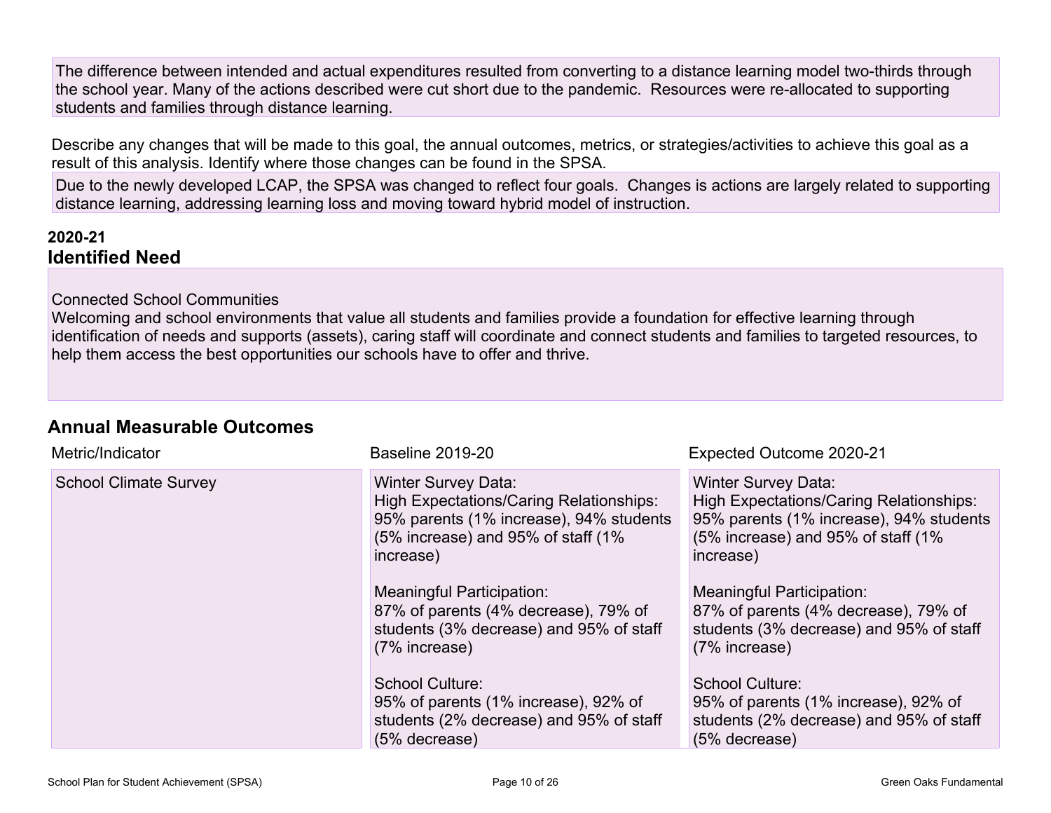The difference between intended and actual expenditures resulted from converting to a distance learning model two-thirds through the school year. Many of the actions described were cut short due to the pandemic. Resources were re-allocated to supporting students and families through distance learning.

Describe any changes that will be made to this goal, the annual outcomes, metrics, or strategies/activities to achieve this goal as a result of this analysis. Identify where those changes can be found in the SPSA.

Due to the newly developed LCAP, the SPSA was changed to reflect four goals. Changes is actions are largely related to supporting distance learning, addressing learning loss and moving toward hybrid model of instruction.

**2020-21**

## Identified Need

Connected School Communities

Welcoming and school environments that value all students and families provide a foundation for effective learning through identification of needs and supports (assets), caring staff will coordinate and connect students and families to targeted resources, to help them access the best opportunities our schools have to offer and thrive.

## Annual Measurable Outcomes

| Metric/Indicator | Baseline 2019-20 | Expected Outcome 2020-21 |
|---|---|---|
| School Climate Survey | Winter Survey Data:<br>High Expectations/Caring Relationships: 95% parents (1% increase), 94% students (5% increase) and 95% of staff (1% increase)<br><br>Meaningful Participation:<br>87% of parents (4% decrease), 79% of students (3% decrease) and 95% of staff (7% increase)<br><br>School Culture:<br>95% of parents (1% increase), 92% of students (2% decrease) and 95% of staff (5% decrease) | Winter Survey Data:<br>High Expectations/Caring Relationships: 95% parents (1% increase), 94% students (5% increase) and 95% of staff (1% increase)<br><br>Meaningful Participation:<br>87% of parents (4% decrease), 79% of students (3% decrease) and 95% of staff (7% increase)<br><br>School Culture:<br>95% of parents (1% increase), 92% of students (2% decrease) and 95% of staff (5% decrease) |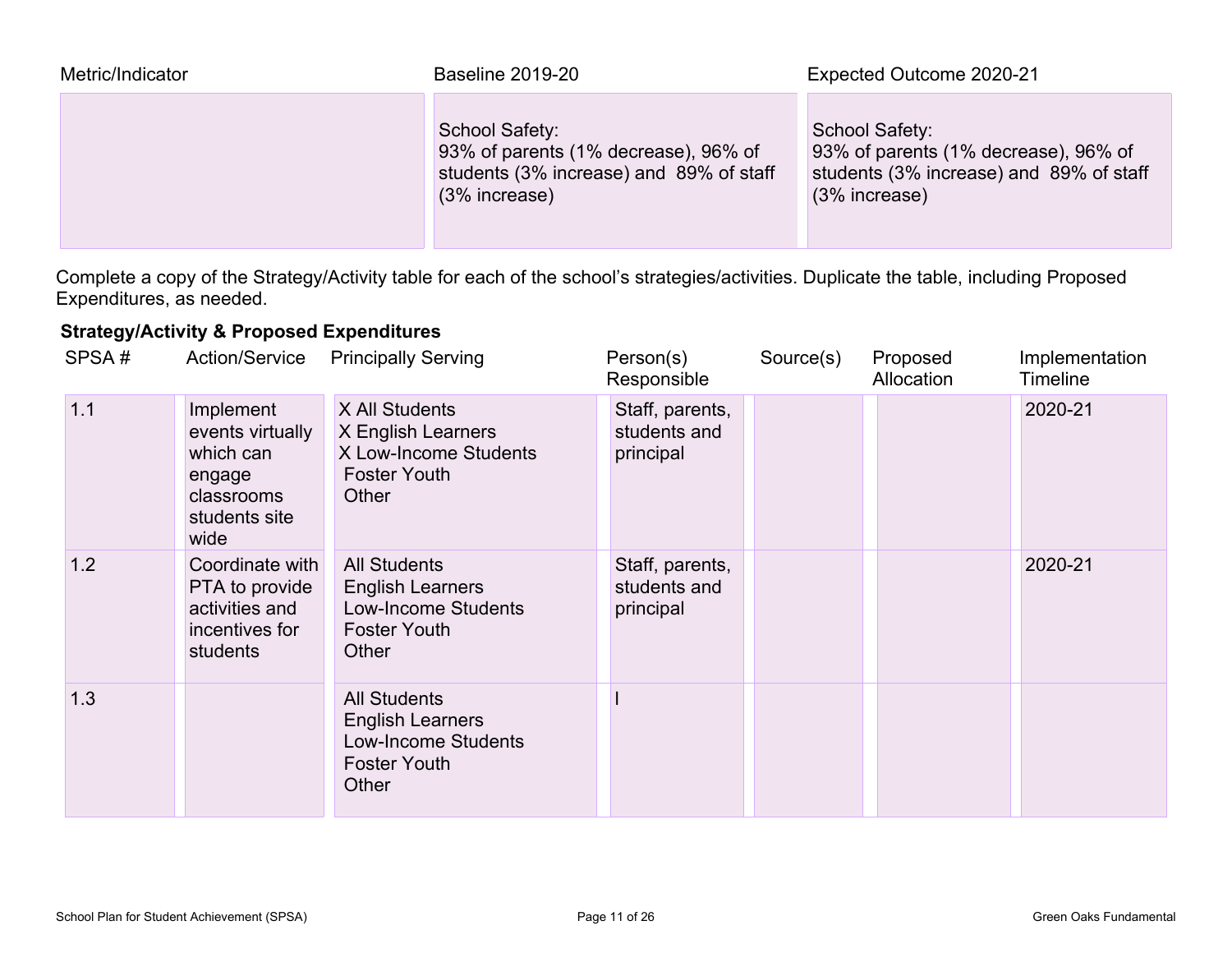| Metric/Indicator | Baseline 2019-20 | Expected Outcome 2020-21 |
|---|---|---|
| | School Safety:<br>93% of parents (1% decrease), 96% of students (3% increase) and 89% of staff (3% increase) | School Safety:<br>93% of parents (1% decrease), 96% of students (3% increase) and 89% of staff (3% increase) |

Complete a copy of the Strategy/Activity table for each of the school's strategies/activities. Duplicate the table, including Proposed Expenditures, as needed.

### Strategy/Activity & Proposed Expenditures

| SPSA # | Action/Service | Principally Serving | Person(s) Responsible | Source(s) | Proposed Allocation | Implementation Timeline |
|---|---|---|---|---|---|---|
| 1.1 | Implement events virtually which can engage classrooms students site wide | X All Students<br>X English Learners<br>X Low-Income Students<br>Foster Youth<br>Other | Staff, parents, students and principal | | | 2020-21 |
| 1.2 | Coordinate with PTA to provide activities and incentives for students | All Students<br>English Learners<br>Low-Income Students<br>Foster Youth<br>Other | Staff, parents, students and principal | | | 2020-21 |
| 1.3 | | All Students<br>English Learners<br>Low-Income Students<br>Foster Youth<br>Other | l | | | |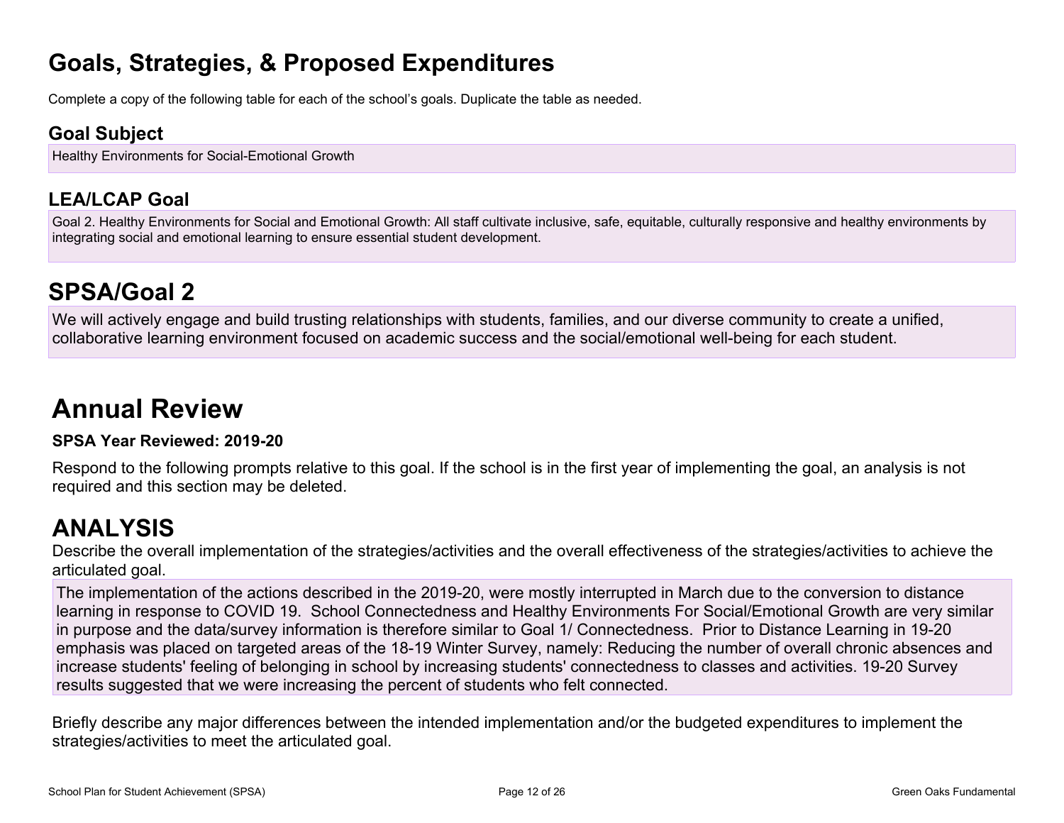# Goals, Strategies, & Proposed Expenditures

Complete a copy of the following table for each of the school's goals. Duplicate the table as needed.

### Goal Subject

Healthy Environments for Social-Emotional Growth

### LEA/LCAP Goal

Goal 2. Healthy Environments for Social and Emotional Growth: All staff cultivate inclusive, safe, equitable, culturally responsive and healthy environments by integrating social and emotional learning to ensure essential student development.

## SPSA/Goal 2

We will actively engage and build trusting relationships with students, families, and our diverse community to create a unified, collaborative learning environment focused on academic success and the social/emotional well-being for each student.

# Annual Review

**SPSA Year Reviewed: 2019-20**

Respond to the following prompts relative to this goal. If the school is in the first year of implementing the goal, an analysis is not required and this section may be deleted.

## ANALYSIS

Describe the overall implementation of the strategies/activities and the overall effectiveness of the strategies/activities to achieve the articulated goal.

The implementation of the actions described in the 2019-20, were mostly interrupted in March due to the conversion to distance learning in response to COVID 19. School Connectedness and Healthy Environments For Social/Emotional Growth are very similar in purpose and the data/survey information is therefore similar to Goal 1/ Connectedness. Prior to Distance Learning in 19-20 emphasis was placed on targeted areas of the 18-19 Winter Survey, namely: Reducing the number of overall chronic absences and increase students' feeling of belonging in school by increasing students' connectedness to classes and activities. 19-20 Survey results suggested that we were increasing the percent of students who felt connected.

Briefly describe any major differences between the intended implementation and/or the budgeted expenditures to implement the strategies/activities to meet the articulated goal.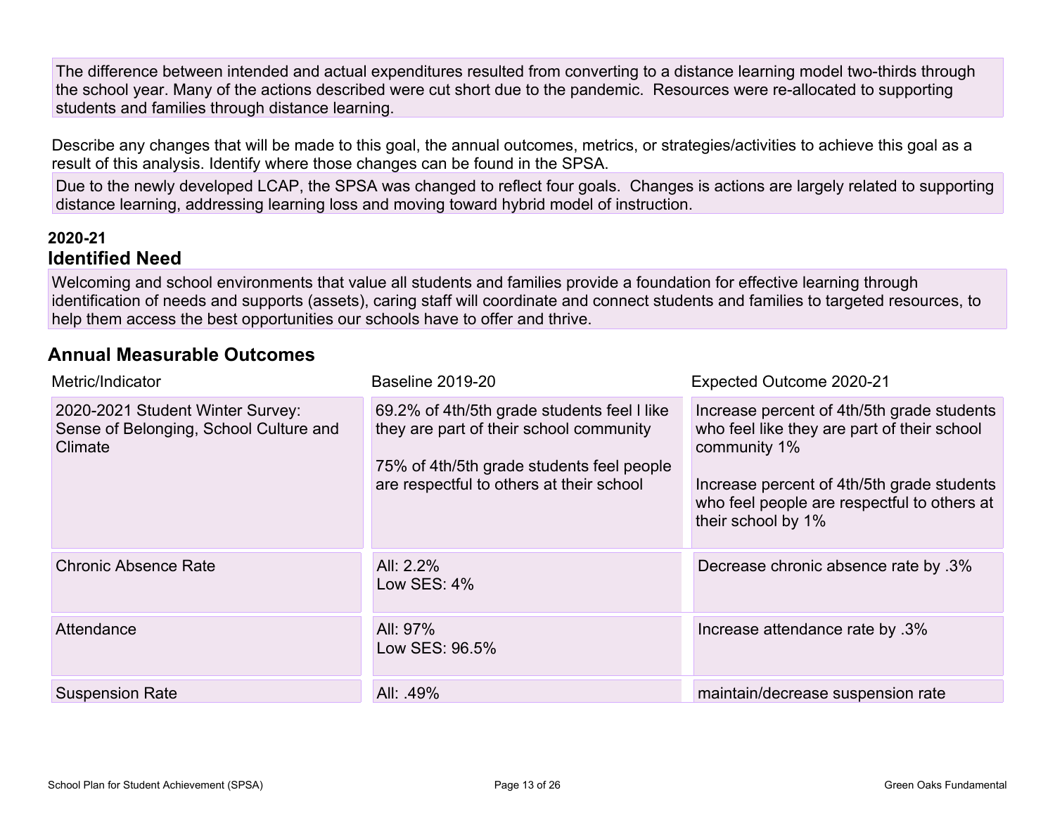The difference between intended and actual expenditures resulted from converting to a distance learning model two-thirds through the school year. Many of the actions described were cut short due to the pandemic. Resources were re-allocated to supporting students and families through distance learning.

Describe any changes that will be made to this goal, the annual outcomes, metrics, or strategies/activities to achieve this goal as a result of this analysis. Identify where those changes can be found in the SPSA.

Due to the newly developed LCAP, the SPSA was changed to reflect four goals. Changes is actions are largely related to supporting distance learning, addressing learning loss and moving toward hybrid model of instruction.

**2020-21**

## Identified Need

Welcoming and school environments that value all students and families provide a foundation for effective learning through identification of needs and supports (assets), caring staff will coordinate and connect students and families to targeted resources, to help them access the best opportunities our schools have to offer and thrive.

## Annual Measurable Outcomes

| Metric/Indicator | Baseline 2019-20 | Expected Outcome 2020-21 |
| --- | --- | --- |
| 2020-2021 Student Winter Survey: Sense of Belonging, School Culture and Climate | 69.2% of 4th/5th grade students feel l like they are part of their school community<br><br>75% of 4th/5th grade students feel people are respectful to others at their school | Increase percent of 4th/5th grade students who feel like they are part of their school community 1%<br><br>Increase percent of 4th/5th grade students who feel people are respectful to others at their school by 1% |
| Chronic Absence Rate | All: 2.2%<br>Low SES: 4% | Decrease chronic absence rate by .3% |
| Attendance | All: 97%<br>Low SES: 96.5% | Increase attendance rate by .3% |
| Suspension Rate | All: .49% | maintain/decrease suspension rate |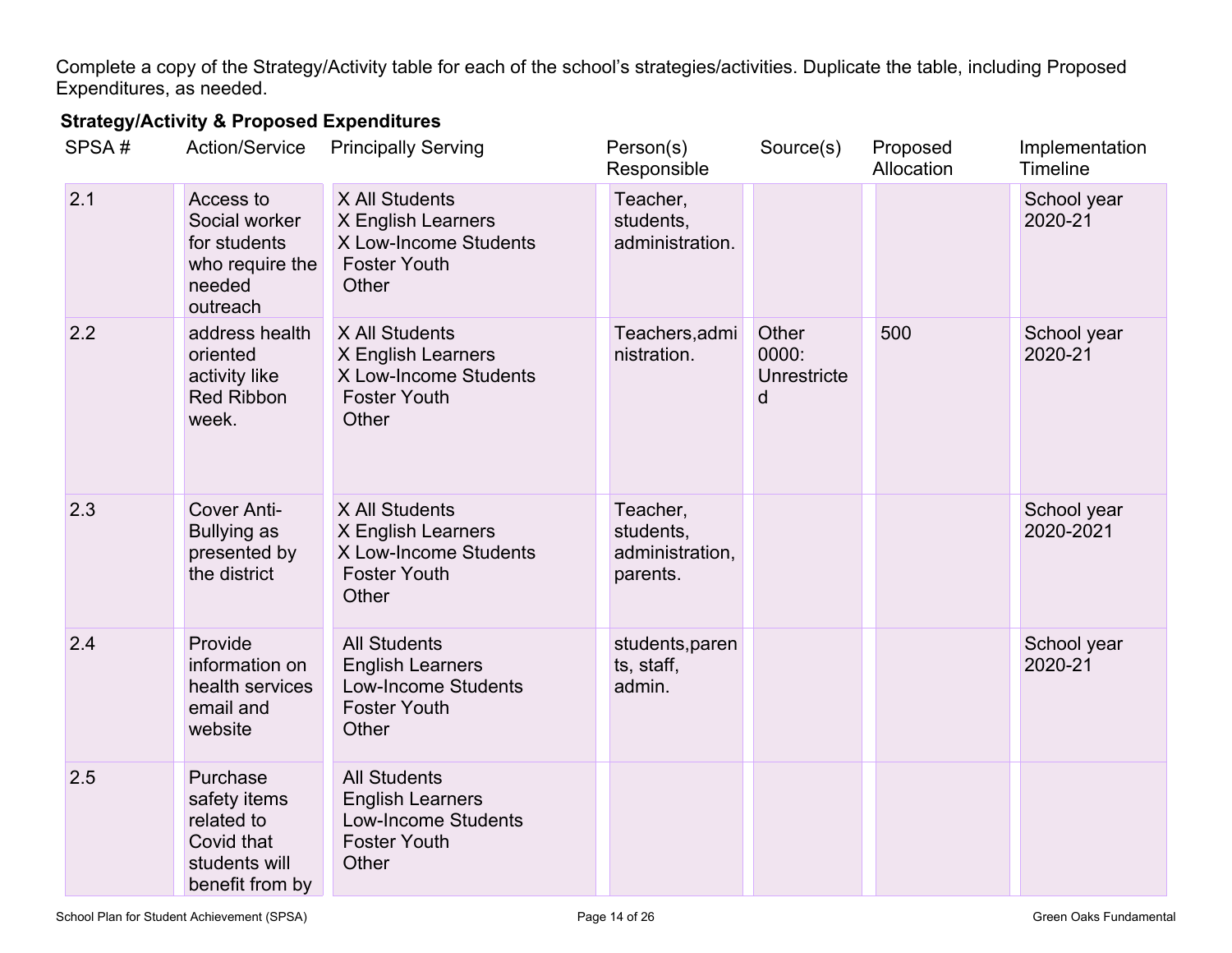Complete a copy of the Strategy/Activity table for each of the school's strategies/activities. Duplicate the table, including Proposed Expenditures, as needed.

**Strategy/Activity & Proposed Expenditures**

| SPSA # | Action/Service | Principally Serving | Person(s) Responsible | Source(s) | Proposed Allocation | Implementation Timeline |
|---|---|---|---|---|---|---|
| 2.1 | Access to Social worker for students who require the needed outreach | X All Students<br>X English Learners<br>X Low-Income Students<br>Foster Youth<br>Other | Teacher, students, administration. | | | School year 2020-21 |
| 2.2 | address health oriented activity like Red Ribbon week. | X All Students<br>X English Learners<br>X Low-Income Students<br>Foster Youth<br>Other | Teachers,administration. | Other 0000: Unrestricted | 500 | School year 2020-21 |
| 2.3 | Cover Anti-Bullying as presented by the district | X All Students<br>X English Learners<br>X Low-Income Students<br>Foster Youth<br>Other | Teacher, students, administration, parents. | | | School year 2020-2021 |
| 2.4 | Provide information on health services email and website | All Students<br>English Learners<br>Low-Income Students<br>Foster Youth<br>Other | students,parents, staff, admin. | | | School year 2020-21 |
| 2.5 | Purchase safety items related to Covid that students will benefit from by | All Students<br>English Learners<br>Low-Income Students<br>Foster Youth<br>Other | | | | |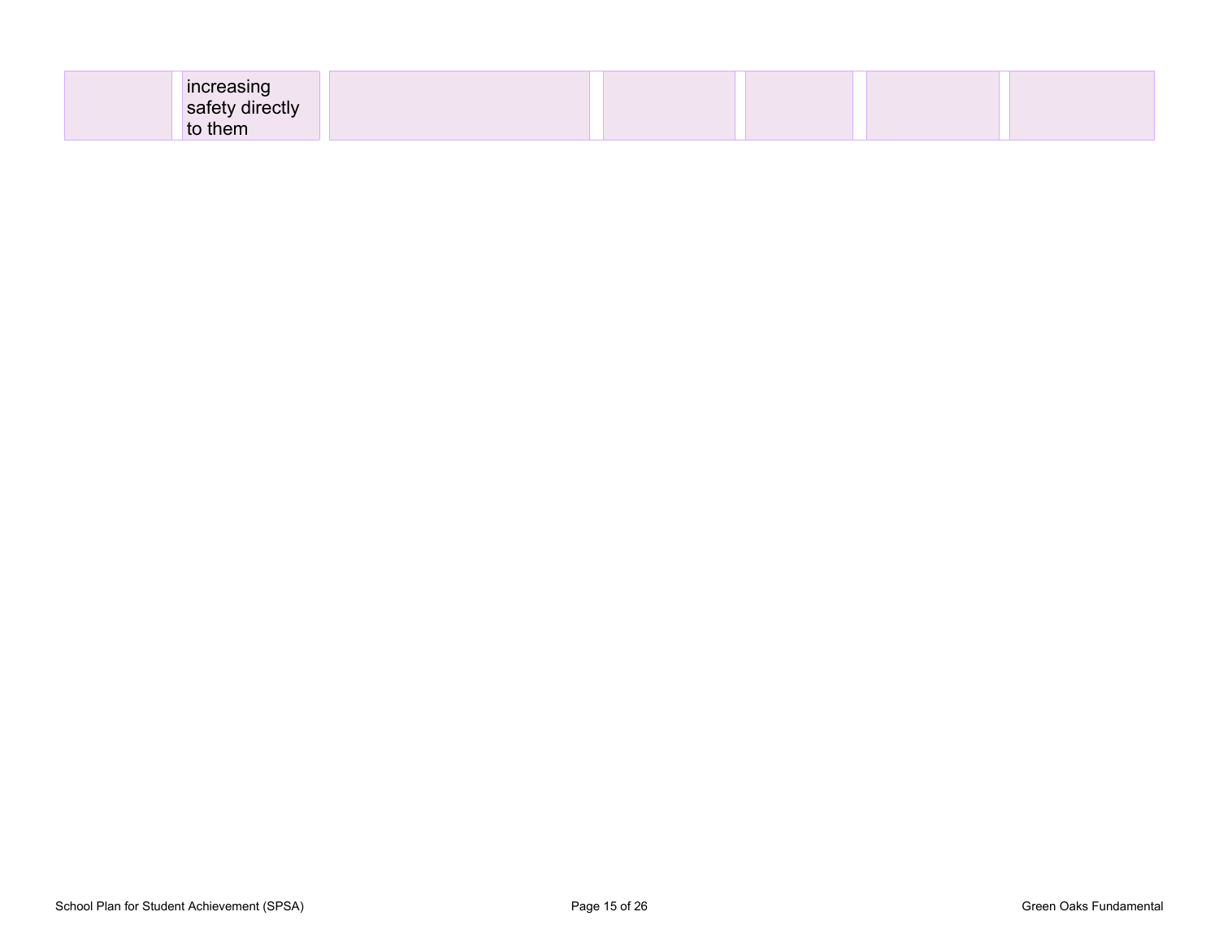| | | | | | | |
|---|---|---|---|---|---|---|
| | increasing safety directly to them | | | | | |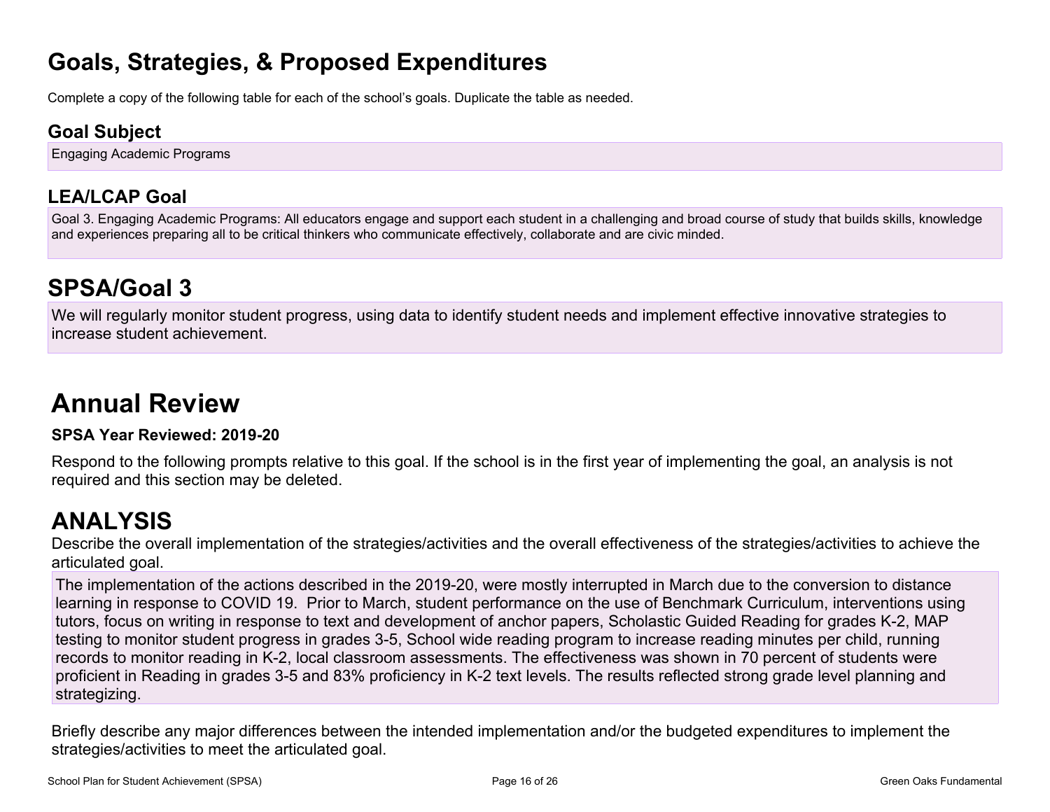# Goals, Strategies, & Proposed Expenditures

Complete a copy of the following table for each of the school's goals. Duplicate the table as needed.

### Goal Subject

Engaging Academic Programs

### LEA/LCAP Goal

Goal 3. Engaging Academic Programs: All educators engage and support each student in a challenging and broad course of study that builds skills, knowledge and experiences preparing all to be critical thinkers who communicate effectively, collaborate and are civic minded.

## SPSA/Goal 3

We will regularly monitor student progress, using data to identify student needs and implement effective innovative strategies to increase student achievement.

# Annual Review

**SPSA Year Reviewed: 2019-20**

Respond to the following prompts relative to this goal. If the school is in the first year of implementing the goal, an analysis is not required and this section may be deleted.

## ANALYSIS

Describe the overall implementation of the strategies/activities and the overall effectiveness of the strategies/activities to achieve the articulated goal.

The implementation of the actions described in the 2019-20, were mostly interrupted in March due to the conversion to distance learning in response to COVID 19. Prior to March, student performance on the use of Benchmark Curriculum, interventions using tutors, focus on writing in response to text and development of anchor papers, Scholastic Guided Reading for grades K-2, MAP testing to monitor student progress in grades 3-5, School wide reading program to increase reading minutes per child, running records to monitor reading in K-2, local classroom assessments. The effectiveness was shown in 70 percent of students were proficient in Reading in grades 3-5 and 83% proficiency in K-2 text levels. The results reflected strong grade level planning and strategizing.

Briefly describe any major differences between the intended implementation and/or the budgeted expenditures to implement the strategies/activities to meet the articulated goal.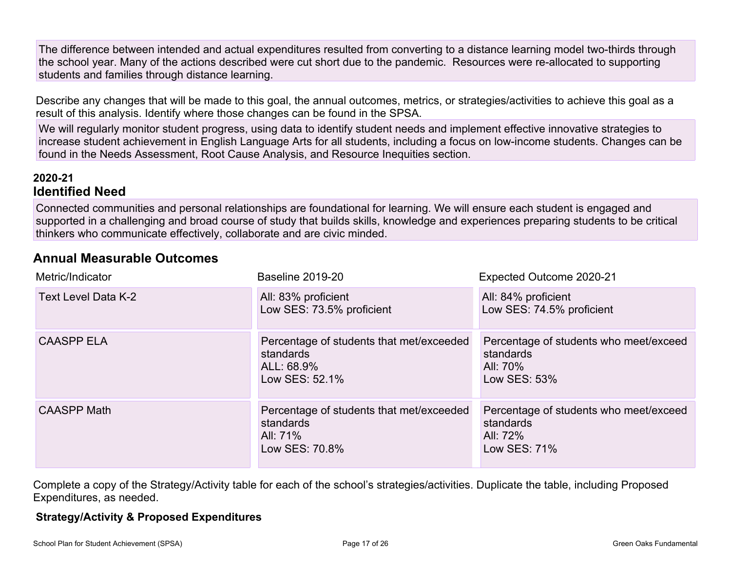The difference between intended and actual expenditures resulted from converting to a distance learning model two-thirds through the school year. Many of the actions described were cut short due to the pandemic. Resources were re-allocated to supporting students and families through distance learning.

Describe any changes that will be made to this goal, the annual outcomes, metrics, or strategies/activities to achieve this goal as a result of this analysis. Identify where those changes can be found in the SPSA.

We will regularly monitor student progress, using data to identify student needs and implement effective innovative strategies to increase student achievement in English Language Arts for all students, including a focus on low-income students. Changes can be found in the Needs Assessment, Root Cause Analysis, and Resource Inequities section.

**2020-21**

## Identified Need

Connected communities and personal relationships are foundational for learning. We will ensure each student is engaged and supported in a challenging and broad course of study that builds skills, knowledge and experiences preparing students to be critical thinkers who communicate effectively, collaborate and are civic minded.

## Annual Measurable Outcomes

| Metric/Indicator | Baseline 2019-20 | Expected Outcome 2020-21 |
|---|---|---|
| Text Level Data K-2 | All: 83% proficient<br>Low SES: 73.5% proficient | All: 84% proficient<br>Low SES: 74.5% proficient |
| CAASPP ELA | Percentage of students that met/exceeded standards<br>ALL: 68.9%<br>Low SES: 52.1% | Percentage of students who meet/exceed standards<br>All: 70%<br>Low SES: 53% |
| CAASPP Math | Percentage of students that met/exceeded standards<br>All: 71%<br>Low SES: 70.8% | Percentage of students who meet/exceed standards<br>All: 72%<br>Low SES: 71% |

Complete a copy of the Strategy/Activity table for each of the school's strategies/activities. Duplicate the table, including Proposed Expenditures, as needed.

**Strategy/Activity & Proposed Expenditures**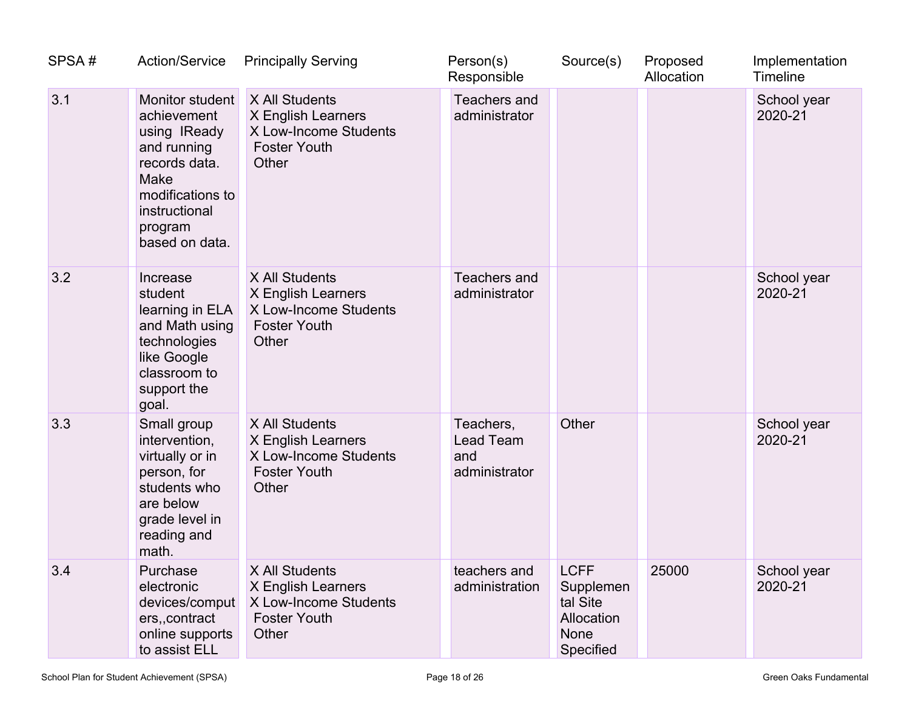| SPSA # | Action/Service | Principally Serving | Person(s) Responsible | Source(s) | Proposed Allocation | Implementation Timeline |
|---|---|---|---|---|---|---|
| 3.1 | Monitor student achievement using IReady and running records data. Make modifications to instructional program based on data. | X All Students<br>X English Learners<br>X Low-Income Students<br>Foster Youth<br>Other | Teachers and administrator | | | School year 2020-21 |
| 3.2 | Increase student learning in ELA and Math using technologies like Google classroom to support the goal. | X All Students<br>X English Learners<br>X Low-Income Students<br>Foster Youth<br>Other | Teachers and administrator | | | School year 2020-21 |
| 3.3 | Small group intervention, virtually or in person, for students who are below grade level in reading and math. | X All Students<br>X English Learners<br>X Low-Income Students<br>Foster Youth<br>Other | Teachers, Lead Team and administrator | Other | | School year 2020-21 |
| 3.4 | Purchase electronic devices/computers,,contract online supports to assist ELL | X All Students<br>X English Learners<br>X Low-Income Students<br>Foster Youth<br>Other | teachers and administration | LCFF Supplemental Site Allocation None Specified | 25000 | School year 2020-21 |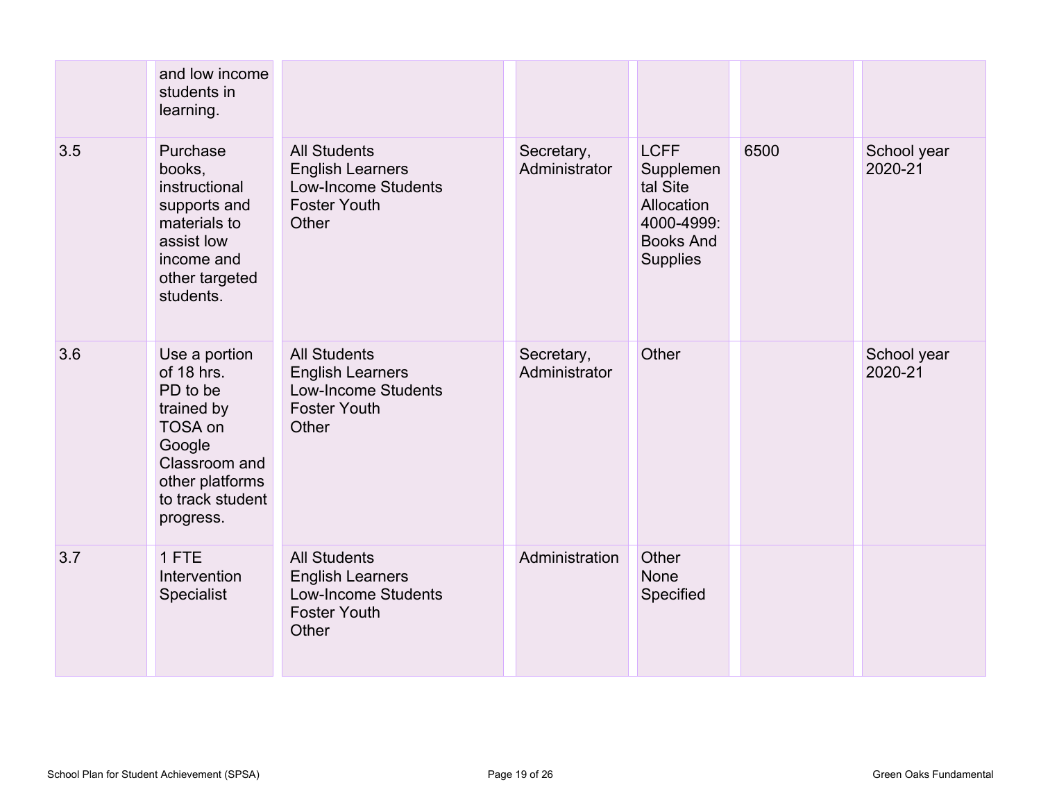| | | | | | | |
|---|---|---|---|---|---|---|
| | and low income students in learning. | | | | | |
| 3.5 | Purchase books, instructional supports and materials to assist low income and other targeted students. | All Students<br>English Learners<br>Low-Income Students<br>Foster Youth<br>Other | Secretary, Administrator | LCFF Supplemental Site Allocation 4000-4999: Books And Supplies | 6500 | School year 2020-21 |
| 3.6 | Use a portion of 18 hrs. PD to be trained by TOSA on Google Classroom and other platforms to track student progress. | All Students<br>English Learners<br>Low-Income Students<br>Foster Youth<br>Other | Secretary, Administrator | Other | | School year 2020-21 |
| 3.7 | 1 FTE Intervention Specialist | All Students<br>English Learners<br>Low-Income Students<br>Foster Youth<br>Other | Administration | Other<br>None Specified | | |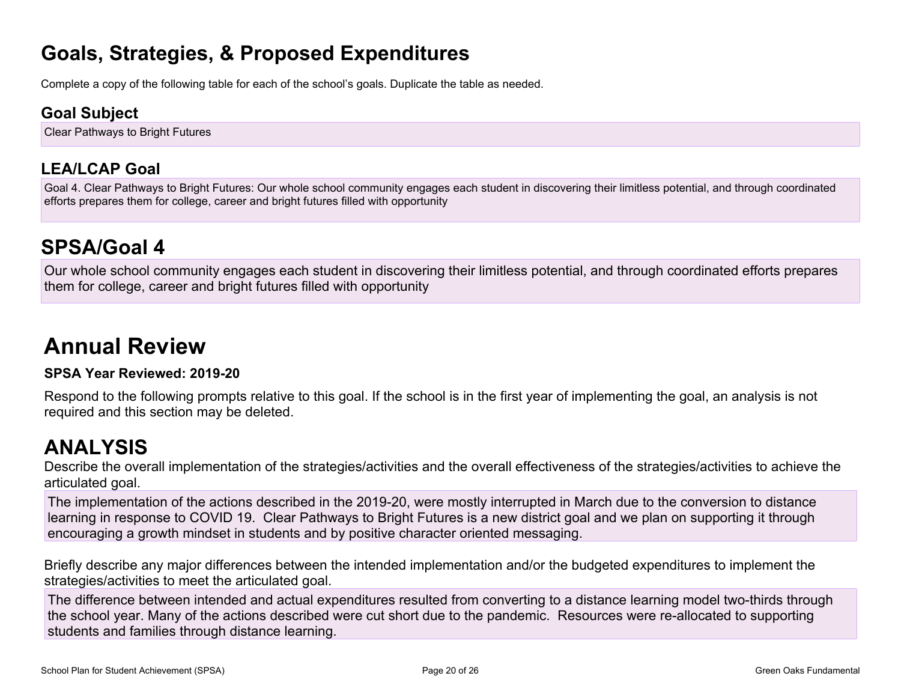# Goals, Strategies, & Proposed Expenditures

Complete a copy of the following table for each of the school's goals. Duplicate the table as needed.

## Goal Subject

Clear Pathways to Bright Futures

## LEA/LCAP Goal

Goal 4. Clear Pathways to Bright Futures: Our whole school community engages each student in discovering their limitless potential, and through coordinated efforts prepares them for college, career and bright futures filled with opportunity

# SPSA/Goal 4

Our whole school community engages each student in discovering their limitless potential, and through coordinated efforts prepares them for college, career and bright futures filled with opportunity

# Annual Review

**SPSA Year Reviewed: 2019-20**

Respond to the following prompts relative to this goal. If the school is in the first year of implementing the goal, an analysis is not required and this section may be deleted.

# ANALYSIS

Describe the overall implementation of the strategies/activities and the overall effectiveness of the strategies/activities to achieve the articulated goal.

The implementation of the actions described in the 2019-20, were mostly interrupted in March due to the conversion to distance learning in response to COVID 19. Clear Pathways to Bright Futures is a new district goal and we plan on supporting it through encouraging a growth mindset in students and by positive character oriented messaging.

Briefly describe any major differences between the intended implementation and/or the budgeted expenditures to implement the strategies/activities to meet the articulated goal.

The difference between intended and actual expenditures resulted from converting to a distance learning model two-thirds through the school year. Many of the actions described were cut short due to the pandemic. Resources were re-allocated to supporting students and families through distance learning.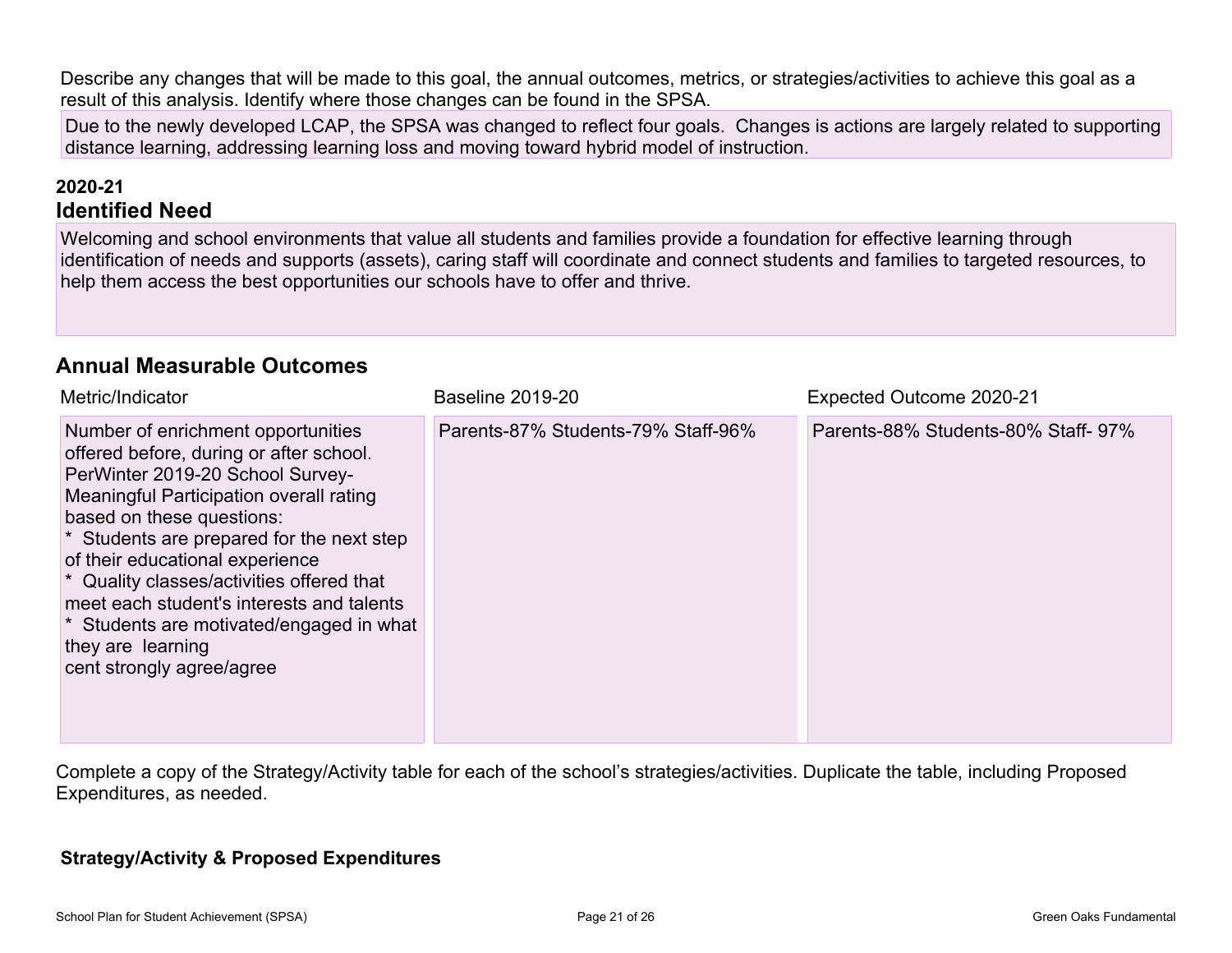Describe any changes that will be made to this goal, the annual outcomes, metrics, or strategies/activities to achieve this goal as a result of this analysis. Identify where those changes can be found in the SPSA.

Due to the newly developed LCAP, the SPSA was changed to reflect four goals.  Changes is actions are largely related to supporting distance learning, addressing learning loss and moving toward hybrid model of instruction.

**2020-21**

## Identified Need

Welcoming and school environments that value all students and families provide a foundation for effective learning through identification of needs and supports (assets), caring staff will coordinate and connect students and families to targeted resources, to help them access the best opportunities our schools have to offer and thrive.

## Annual Measurable Outcomes

| Metric/Indicator | Baseline 2019-20 | Expected Outcome 2020-21 |
| --- | --- | --- |
| Number of enrichment opportunities offered before, during or after school. PerWinter 2019-20 School Survey- Meaningful Participation overall rating based on these questions:<br>*  Students are prepared for the next step of their educational experience<br>*  Quality classes/activities offered that meet each student's interests and talents<br>*  Students are motivated/engaged in what they are  learning<br>cent strongly agree/agree | Parents-87% Students-79% Staff-96% | Parents-88% Students-80% Staff- 97% |

Complete a copy of the Strategy/Activity table for each of the school's strategies/activities. Duplicate the table, including Proposed Expenditures, as needed.

**Strategy/Activity & Proposed Expenditures**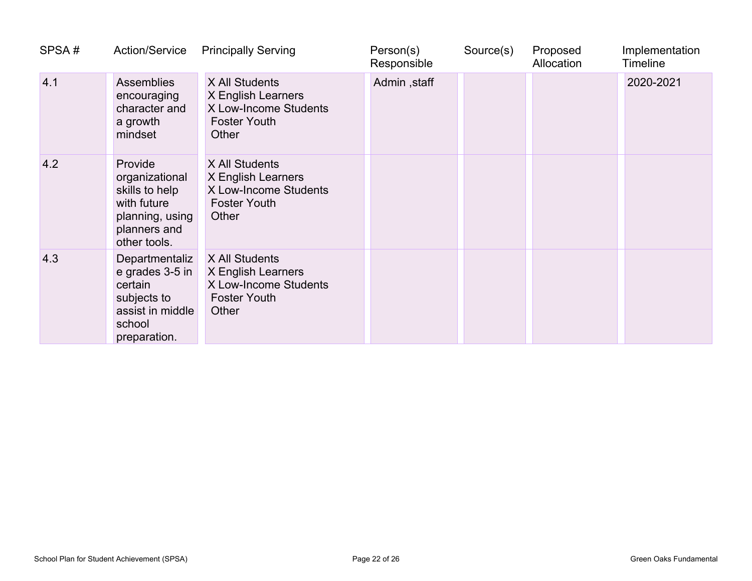| SPSA # | Action/Service | Principally Serving | Person(s) Responsible | Source(s) | Proposed Allocation | Implementation Timeline |
|---|---|---|---|---|---|---|
| 4.1 | Assemblies encouraging character and a growth mindset | X All Students<br>X English Learners<br>X Low-Income Students<br>Foster Youth<br>Other | Admin ,staff | | | 2020-2021 |
| 4.2 | Provide organizational skills to help with future planning, using planners and other tools. | X All Students<br>X English Learners<br>X Low-Income Students<br>Foster Youth<br>Other | | | | |
| 4.3 | Departmentalize grades 3-5 in certain subjects to assist in middle school preparation. | X All Students<br>X English Learners<br>X Low-Income Students<br>Foster Youth<br>Other | | | | |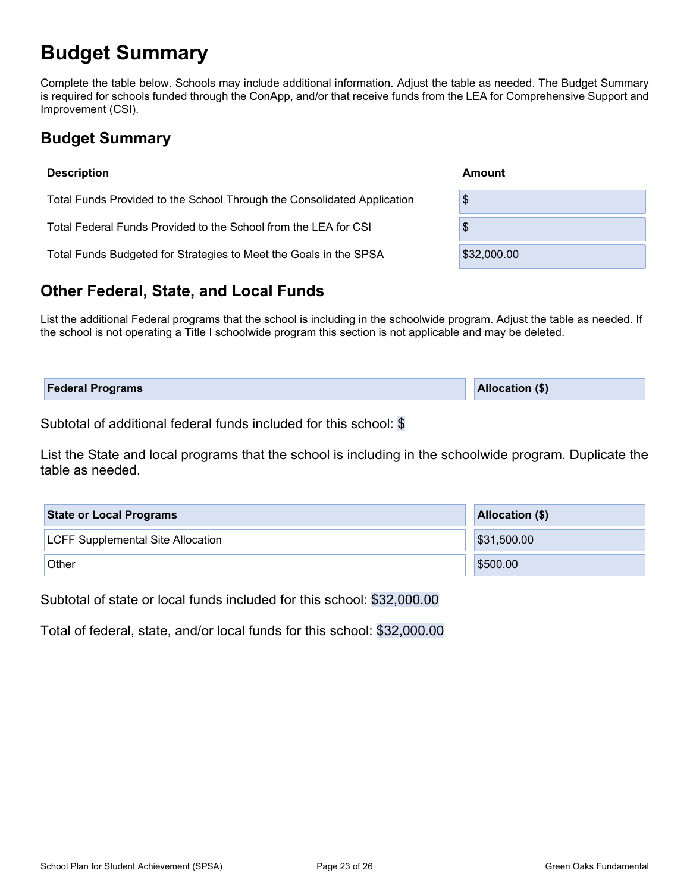# Budget Summary

Complete the table below. Schools may include additional information. Adjust the table as needed. The Budget Summary is required for schools funded through the ConApp, and/or that receive funds from the LEA for Comprehensive Support and Improvement (CSI).

## Budget Summary

| Description | Amount |
| --- | --- |
| Total Funds Provided to the School Through the Consolidated Application | $ |
| Total Federal Funds Provided to the School from the LEA for CSI | $ |
| Total Funds Budgeted for Strategies to Meet the Goals in the SPSA | $32,000.00 |

## Other Federal, State, and Local Funds

List the additional Federal programs that the school is including in the schoolwide program. Adjust the table as needed. If the school is not operating a Title I schoolwide program this section is not applicable and may be deleted.

| Federal Programs | Allocation ($) |
| --- | --- |

Subtotal of additional federal funds included for this school: $

List the State and local programs that the school is including in the schoolwide program. Duplicate the table as needed.

| State or Local Programs | Allocation ($) |
| --- | --- |
| LCFF Supplemental Site Allocation | $31,500.00 |
| Other | $500.00 |

Subtotal of state or local funds included for this school: $32,000.00

Total of federal, state, and/or local funds for this school: $32,000.00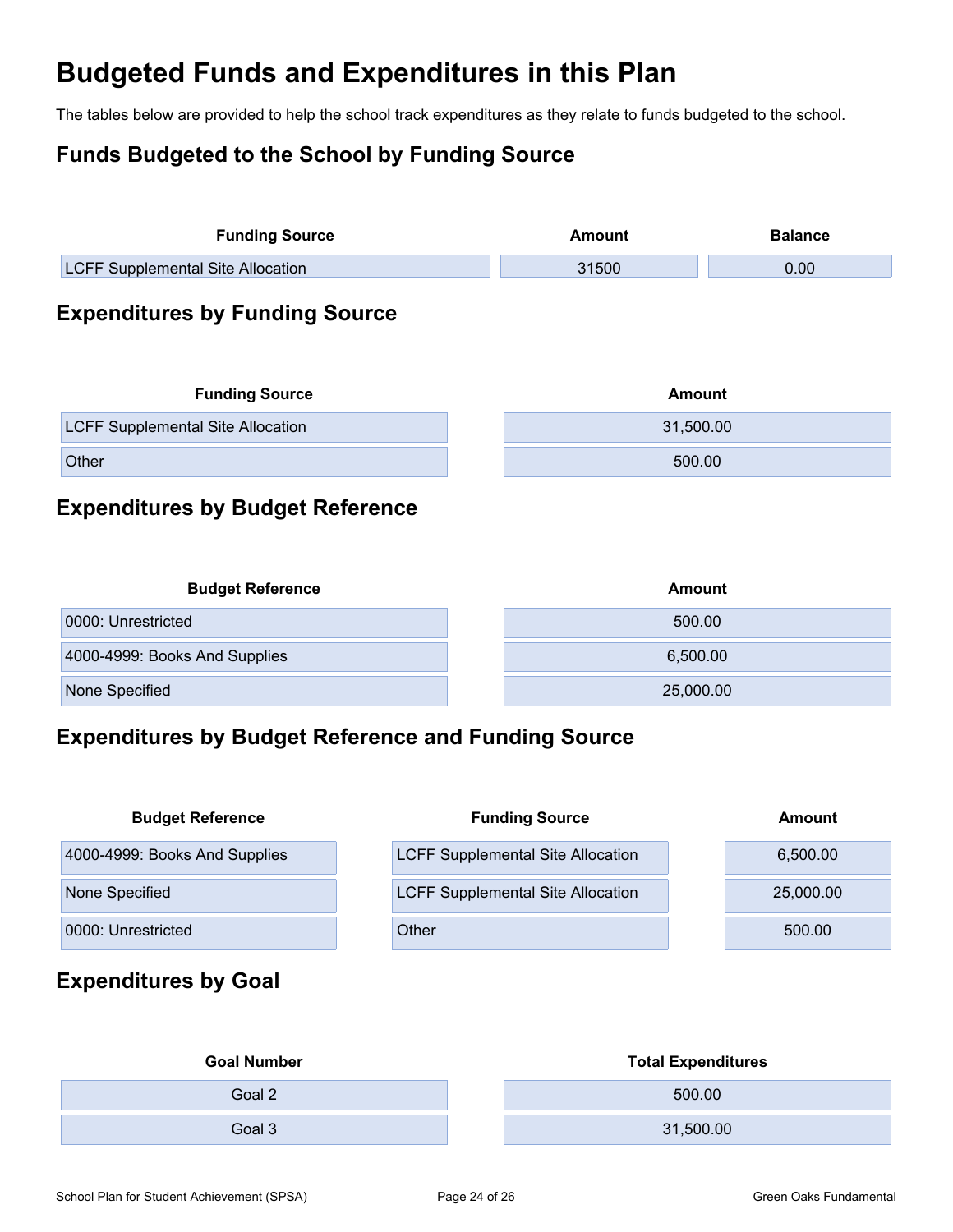# Budgeted Funds and Expenditures in this Plan

The tables below are provided to help the school track expenditures as they relate to funds budgeted to the school.

## Funds Budgeted to the School by Funding Source

| Funding Source | Amount | Balance |
|---|---|---|
| LCFF Supplemental Site Allocation | 31500 | 0.00 |

## Expenditures by Funding Source

| Funding Source | Amount |
|---|---|
| LCFF Supplemental Site Allocation | 31,500.00 |
| Other | 500.00 |

## Expenditures by Budget Reference

| Budget Reference | Amount |
|---|---|
| 0000: Unrestricted | 500.00 |
| 4000-4999: Books And Supplies | 6,500.00 |
| None Specified | 25,000.00 |

## Expenditures by Budget Reference and Funding Source

| Budget Reference | Funding Source | Amount |
|---|---|---|
| 4000-4999: Books And Supplies | LCFF Supplemental Site Allocation | 6,500.00 |
| None Specified | LCFF Supplemental Site Allocation | 25,000.00 |
| 0000: Unrestricted | Other | 500.00 |

## Expenditures by Goal

| Goal Number | Total Expenditures |
|---|---|
| Goal 2 | 500.00 |
| Goal 3 | 31,500.00 |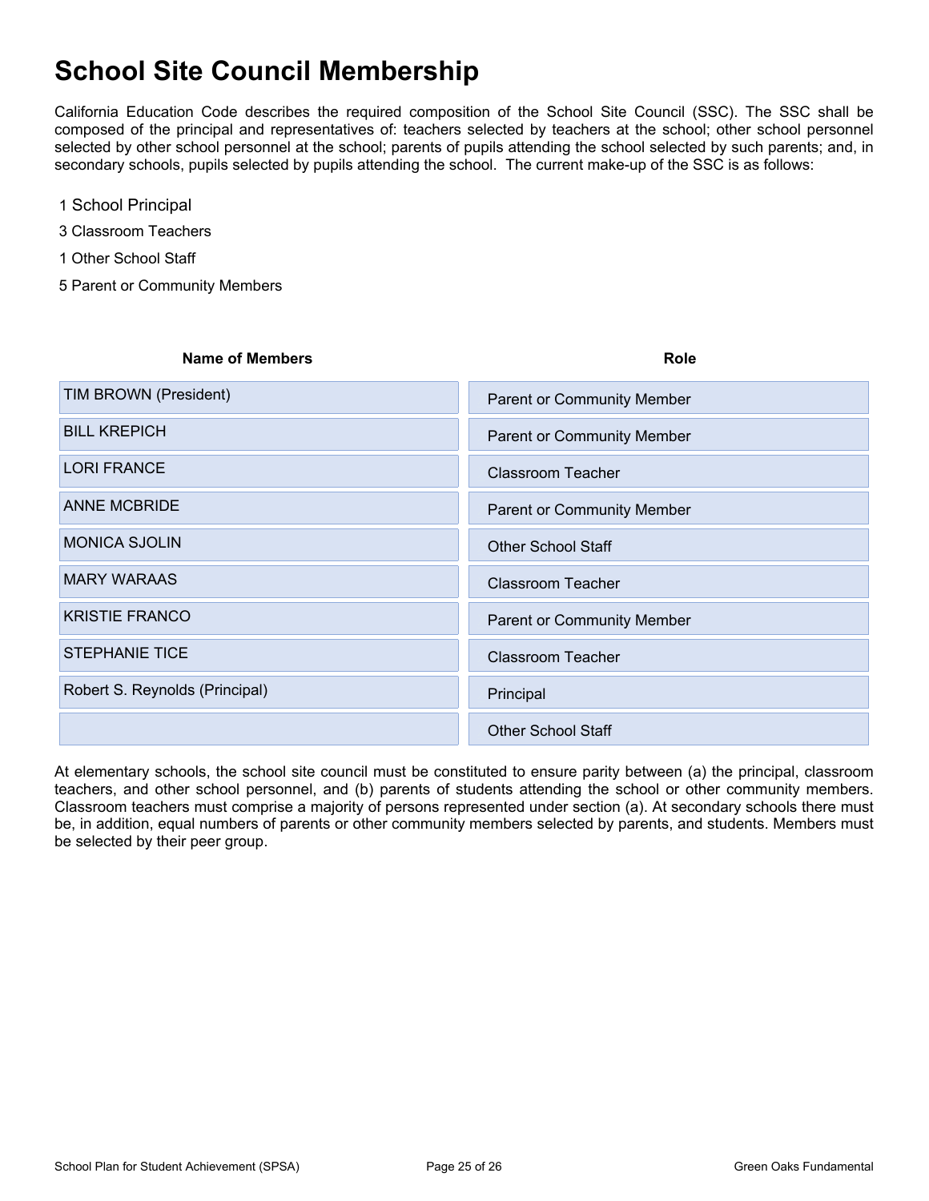# School Site Council Membership

California Education Code describes the required composition of the School Site Council (SSC). The SSC shall be composed of the principal and representatives of: teachers selected by teachers at the school; other school personnel selected by other school personnel at the school; parents of pupils attending the school selected by such parents; and, in secondary schools, pupils selected by pupils attending the school. The current make-up of the SSC is as follows:

1 School Principal

3 Classroom Teachers

1 Other School Staff

5 Parent or Community Members

| Name of Members | Role |
| --- | --- |
| TIM BROWN (President) | Parent or Community Member |
| BILL KREPICH | Parent or Community Member |
| LORI FRANCE | Classroom Teacher |
| ANNE MCBRIDE | Parent or Community Member |
| MONICA SJOLIN | Other School Staff |
| MARY WARAAS | Classroom Teacher |
| KRISTIE FRANCO | Parent or Community Member |
| STEPHANIE TICE | Classroom Teacher |
| Robert S. Reynolds (Principal) | Principal |
| | Other School Staff |

At elementary schools, the school site council must be constituted to ensure parity between (a) the principal, classroom teachers, and other school personnel, and (b) parents of students attending the school or other community members. Classroom teachers must comprise a majority of persons represented under section (a). At secondary schools there must be, in addition, equal numbers of parents or other community members selected by parents, and students. Members must be selected by their peer group.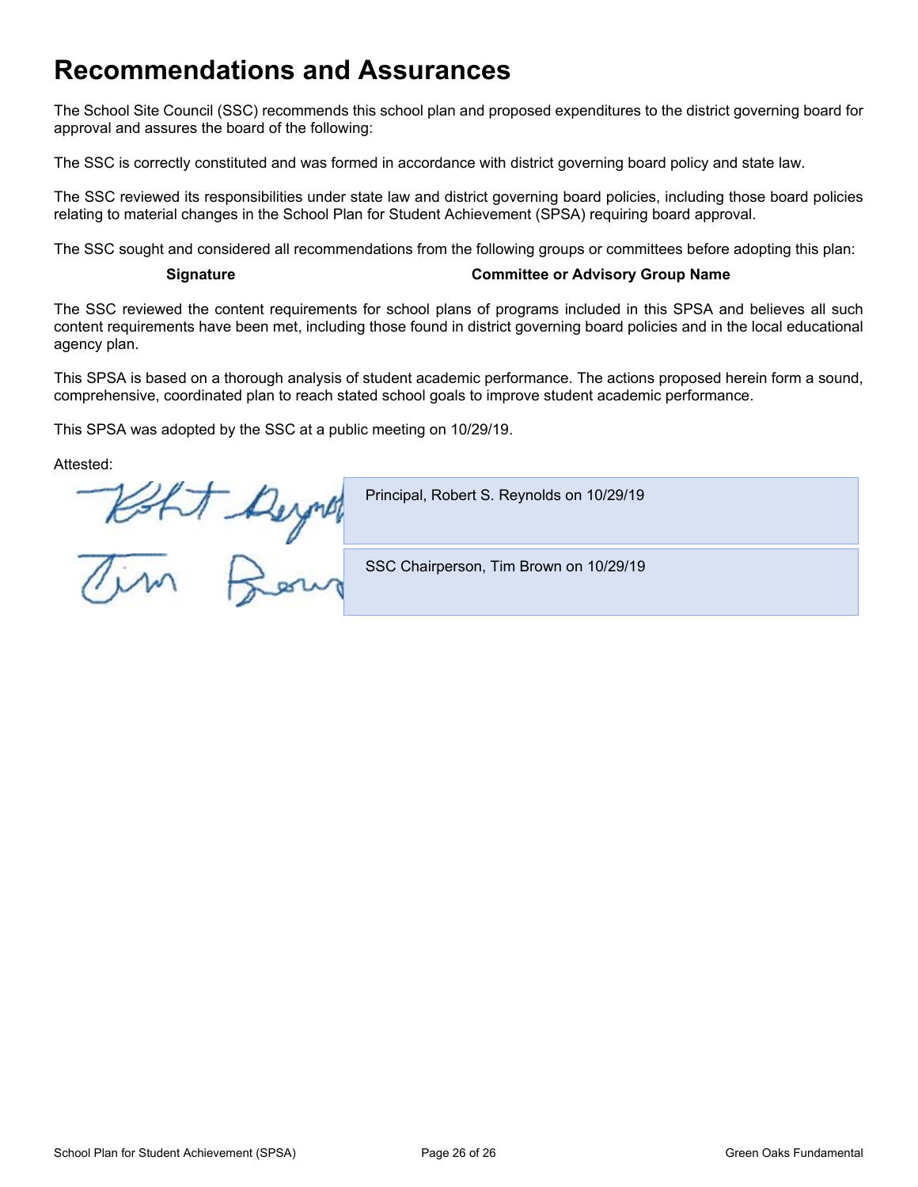# Recommendations and Assurances

The School Site Council (SSC) recommends this school plan and proposed expenditures to the district governing board for approval and assures the board of the following:

The SSC is correctly constituted and was formed in accordance with district governing board policy and state law.

The SSC reviewed its responsibilities under state law and district governing board policies, including those board policies relating to material changes in the School Plan for Student Achievement (SPSA) requiring board approval.

The SSC sought and considered all recommendations from the following groups or committees before adopting this plan:

| Signature | Committee or Advisory Group Name |
| --- | --- |

The SSC reviewed the content requirements for school plans of programs included in this SPSA and believes all such content requirements have been met, including those found in district governing board policies and in the local educational agency plan.

This SPSA is based on a thorough analysis of student academic performance. The actions proposed herein form a sound, comprehensive, coordinated plan to reach stated school goals to improve student academic performance.

This SPSA was adopted by the SSC at a public meeting on 10/29/19.

Attested:

| Signature | |
| --- | --- |
| Robert Reynolds | Principal, Robert S. Reynolds on 10/29/19 |
| Tim Brown | SSC Chairperson, Tim Brown on 10/29/19 |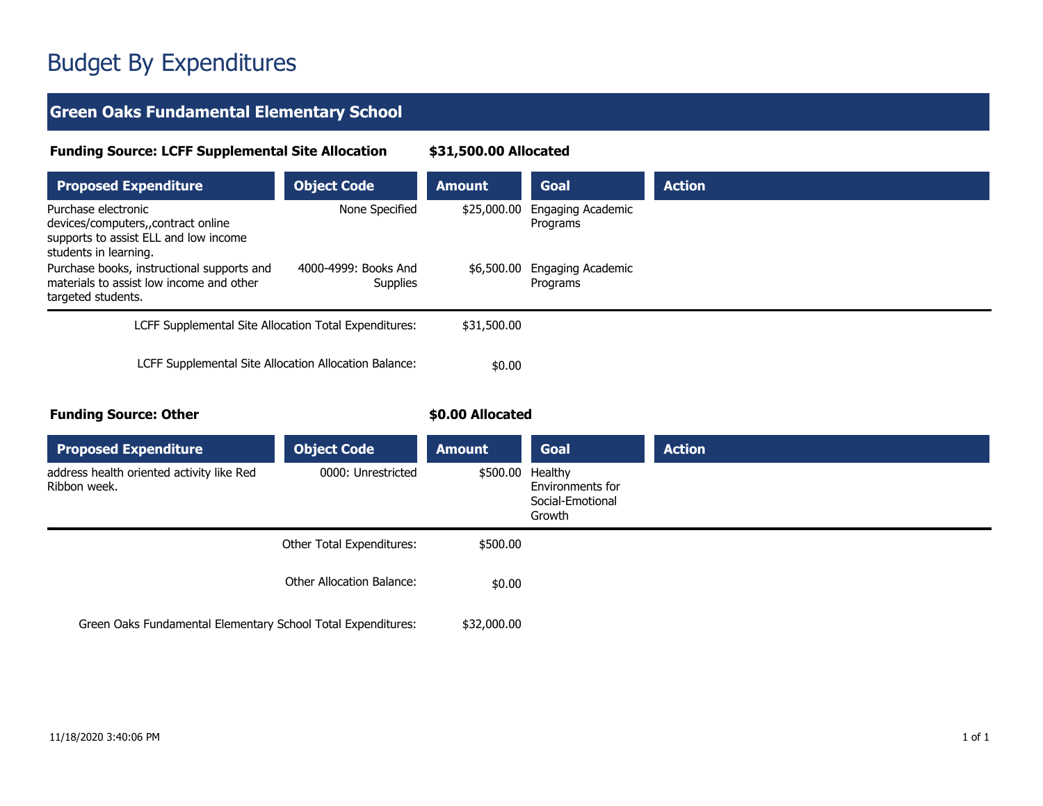# Budget By Expenditures

## Green Oaks Fundamental Elementary School

**Funding Source: LCFF Supplemental Site Allocation** **$31,500.00 Allocated**

| Proposed Expenditure | Object Code | Amount | Goal | Action |
|---|---|---|---|---|
| Purchase electronic devices/computers,,contract online supports to assist ELL and low income students in learning. | None Specified | $25,000.00 | Engaging Academic Programs | |
| Purchase books, instructional supports and materials to assist low income and other targeted students. | 4000-4999: Books And Supplies | $6,500.00 | Engaging Academic Programs | |

LCFF Supplemental Site Allocation Total Expenditures: $31,500.00

LCFF Supplemental Site Allocation Allocation Balance: $0.00

**Funding Source: Other** **$0.00 Allocated**

| Proposed Expenditure | Object Code | Amount | Goal | Action |
|---|---|---|---|---|
| address health oriented activity like Red Ribbon week. | 0000: Unrestricted | $500.00 | Healthy Environments for Social-Emotional Growth | |

Other Total Expenditures: $500.00

Other Allocation Balance: $0.00

Green Oaks Fundamental Elementary School Total Expenditures: $32,000.00

11/18/2020 3:40:06 PM